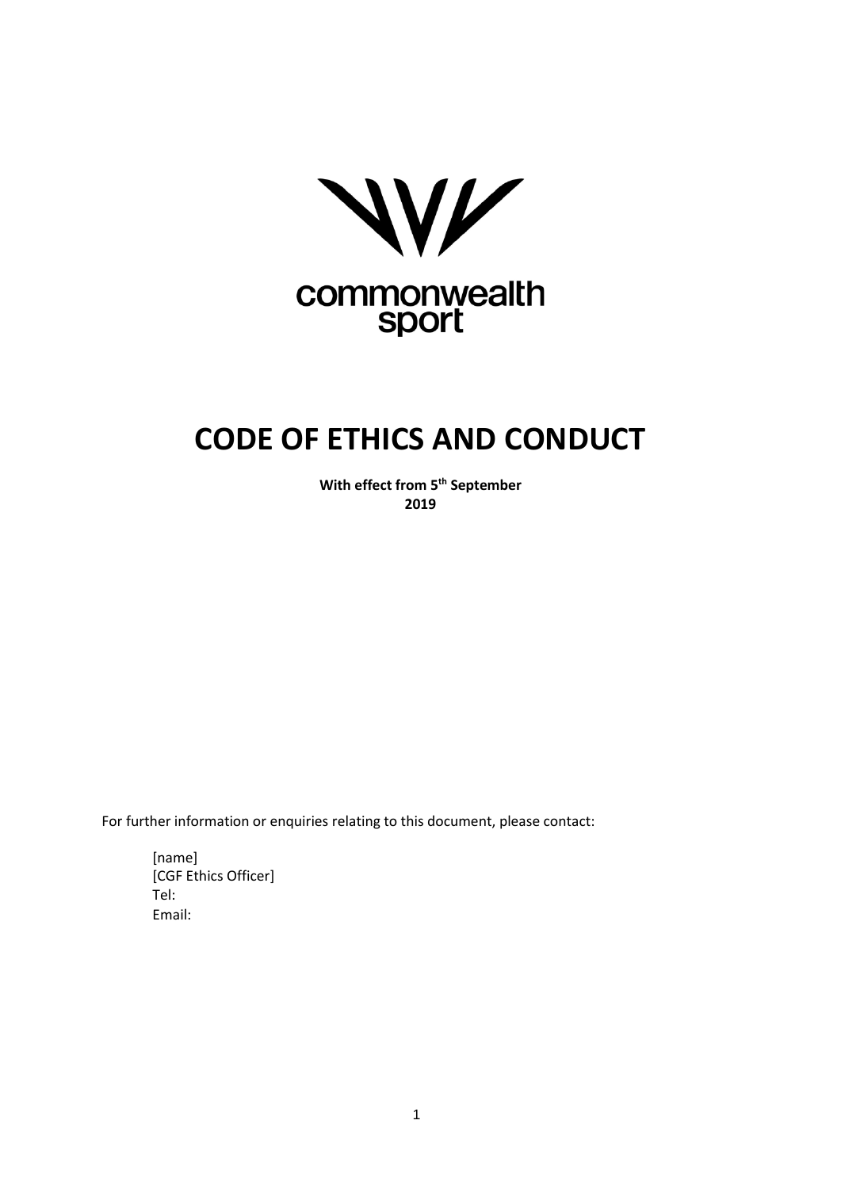commonwealth sport

# CODE OF ETHICS AND CONDUCT

**With effect from 5th September 2019**

For further information or enquiries relating to this document, please contact:

[name]
[CGF Ethics Officer]
Tel:
Email: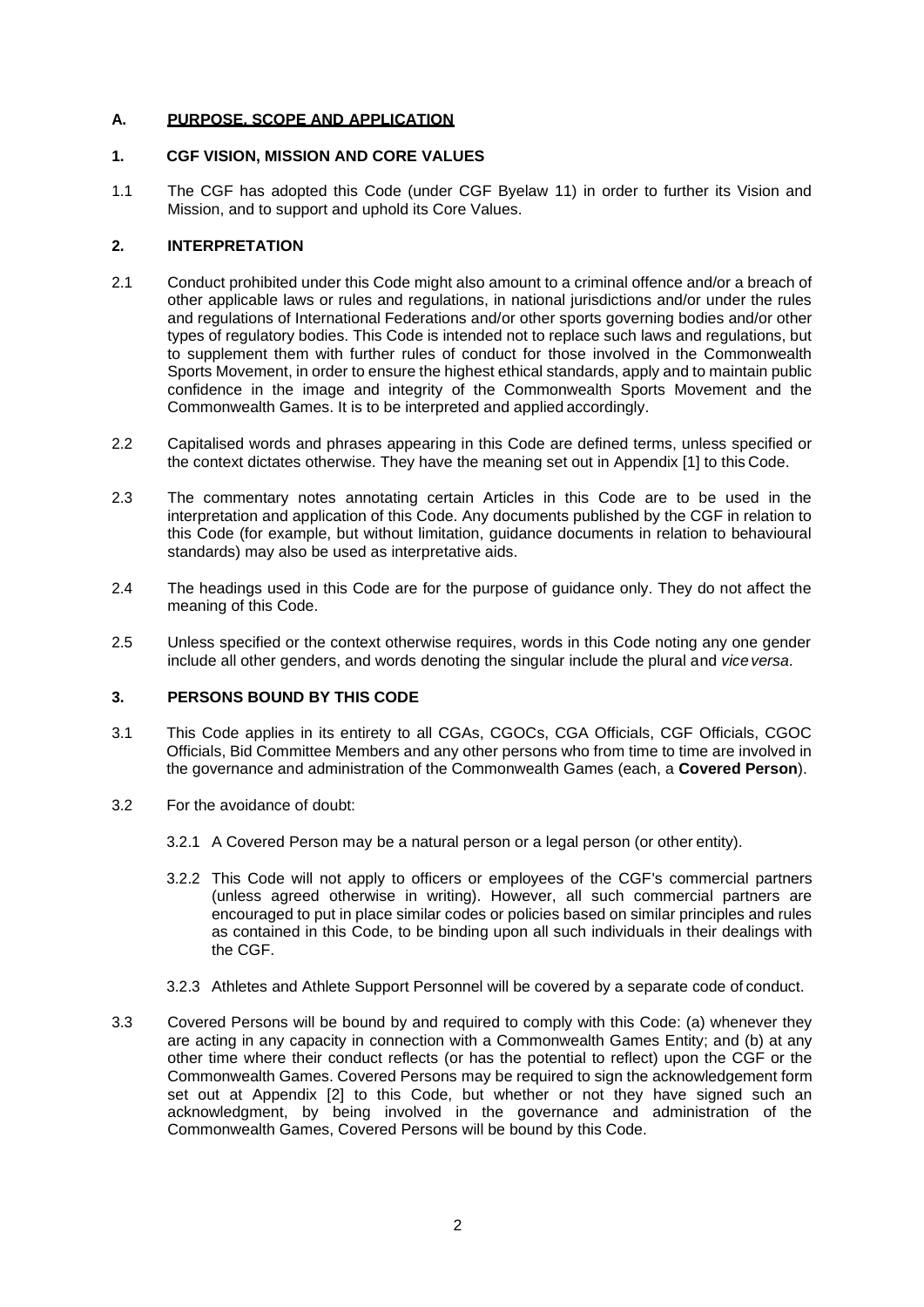## A. PURPOSE, SCOPE AND APPLICATION

### 1. CGF VISION, MISSION AND CORE VALUES

1.1 The CGF has adopted this Code (under CGF Byelaw 11) in order to further its Vision and Mission, and to support and uphold its Core Values.

### 2. INTERPRETATION

2.1 Conduct prohibited under this Code might also amount to a criminal offence and/or a breach of other applicable laws or rules and regulations, in national jurisdictions and/or under the rules and regulations of International Federations and/or other sports governing bodies and/or other types of regulatory bodies. This Code is intended not to replace such laws and regulations, but to supplement them with further rules of conduct for those involved in the Commonwealth Sports Movement, in order to ensure the highest ethical standards, apply and to maintain public confidence in the image and integrity of the Commonwealth Sports Movement and the Commonwealth Games. It is to be interpreted and applied accordingly.

2.2 Capitalised words and phrases appearing in this Code are defined terms, unless specified or the context dictates otherwise. They have the meaning set out in Appendix [1] to this Code.

2.3 The commentary notes annotating certain Articles in this Code are to be used in the interpretation and application of this Code. Any documents published by the CGF in relation to this Code (for example, but without limitation, guidance documents in relation to behavioural standards) may also be used as interpretative aids.

2.4 The headings used in this Code are for the purpose of guidance only. They do not affect the meaning of this Code.

2.5 Unless specified or the context otherwise requires, words in this Code noting any one gender include all other genders, and words denoting the singular include the plural and *vice versa*.

### 3. PERSONS BOUND BY THIS CODE

3.1 This Code applies in its entirety to all CGAs, CGOCs, CGA Officials, CGF Officials, CGOC Officials, Bid Committee Members and any other persons who from time to time are involved in the governance and administration of the Commonwealth Games (each, a **Covered Person**).

3.2 For the avoidance of doubt:

3.2.1 A Covered Person may be a natural person or a legal person (or other entity).

3.2.2 This Code will not apply to officers or employees of the CGF's commercial partners (unless agreed otherwise in writing). However, all such commercial partners are encouraged to put in place similar codes or policies based on similar principles and rules as contained in this Code, to be binding upon all such individuals in their dealings with the CGF.

3.2.3 Athletes and Athlete Support Personnel will be covered by a separate code of conduct.

3.3 Covered Persons will be bound by and required to comply with this Code: (a) whenever they are acting in any capacity in connection with a Commonwealth Games Entity; and (b) at any other time where their conduct reflects (or has the potential to reflect) upon the CGF or the Commonwealth Games. Covered Persons may be required to sign the acknowledgement form set out at Appendix [2] to this Code, but whether or not they have signed such an acknowledgment, by being involved in the governance and administration of the Commonwealth Games, Covered Persons will be bound by this Code.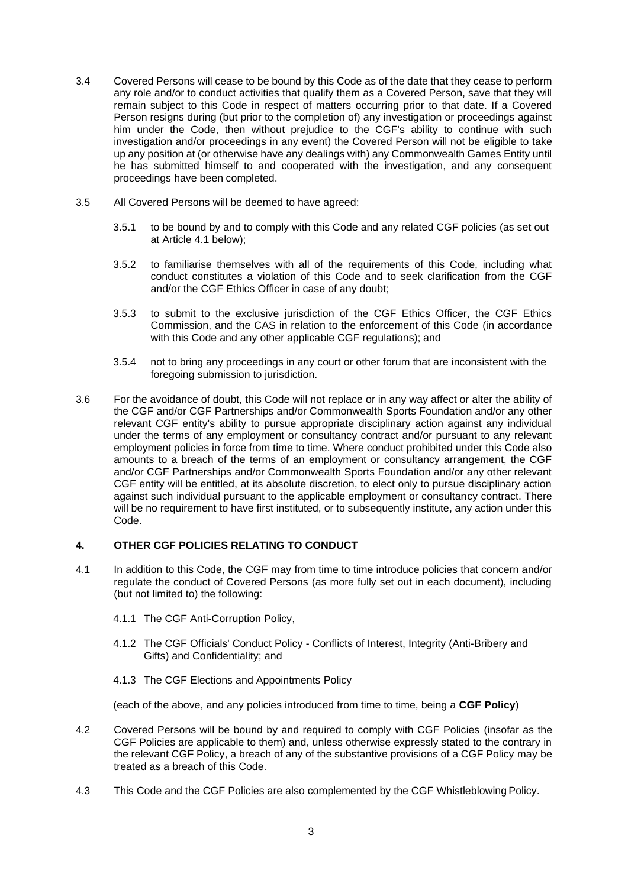3.4 Covered Persons will cease to be bound by this Code as of the date that they cease to perform any role and/or to conduct activities that qualify them as a Covered Person, save that they will remain subject to this Code in respect of matters occurring prior to that date. If a Covered Person resigns during (but prior to the completion of) any investigation or proceedings against him under the Code, then without prejudice to the CGF's ability to continue with such investigation and/or proceedings in any event) the Covered Person will not be eligible to take up any position at (or otherwise have any dealings with) any Commonwealth Games Entity until he has submitted himself to and cooperated with the investigation, and any consequent proceedings have been completed.

3.5 All Covered Persons will be deemed to have agreed:

3.5.1 to be bound by and to comply with this Code and any related CGF policies (as set out at Article 4.1 below);

3.5.2 to familiarise themselves with all of the requirements of this Code, including what conduct constitutes a violation of this Code and to seek clarification from the CGF and/or the CGF Ethics Officer in case of any doubt;

3.5.3 to submit to the exclusive jurisdiction of the CGF Ethics Officer, the CGF Ethics Commission, and the CAS in relation to the enforcement of this Code (in accordance with this Code and any other applicable CGF regulations); and

3.5.4 not to bring any proceedings in any court or other forum that are inconsistent with the foregoing submission to jurisdiction.

3.6 For the avoidance of doubt, this Code will not replace or in any way affect or alter the ability of the CGF and/or CGF Partnerships and/or Commonwealth Sports Foundation and/or any other relevant CGF entity's ability to pursue appropriate disciplinary action against any individual under the terms of any employment or consultancy contract and/or pursuant to any relevant employment policies in force from time to time. Where conduct prohibited under this Code also amounts to a breach of the terms of an employment or consultancy arrangement, the CGF and/or CGF Partnerships and/or Commonwealth Sports Foundation and/or any other relevant CGF entity will be entitled, at its absolute discretion, to elect only to pursue disciplinary action against such individual pursuant to the applicable employment or consultancy contract. There will be no requirement to have first instituted, or to subsequently institute, any action under this Code.

## 4. OTHER CGF POLICIES RELATING TO CONDUCT

4.1 In addition to this Code, the CGF may from time to time introduce policies that concern and/or regulate the conduct of Covered Persons (as more fully set out in each document), including (but not limited to) the following:

4.1.1 The CGF Anti-Corruption Policy,

4.1.2 The CGF Officials' Conduct Policy - Conflicts of Interest, Integrity (Anti-Bribery and Gifts) and Confidentiality; and

4.1.3 The CGF Elections and Appointments Policy

(each of the above, and any policies introduced from time to time, being a **CGF Policy**)

4.2 Covered Persons will be bound by and required to comply with CGF Policies (insofar as the CGF Policies are applicable to them) and, unless otherwise expressly stated to the contrary in the relevant CGF Policy, a breach of any of the substantive provisions of a CGF Policy may be treated as a breach of this Code.

4.3 This Code and the CGF Policies are also complemented by the CGF Whistleblowing Policy.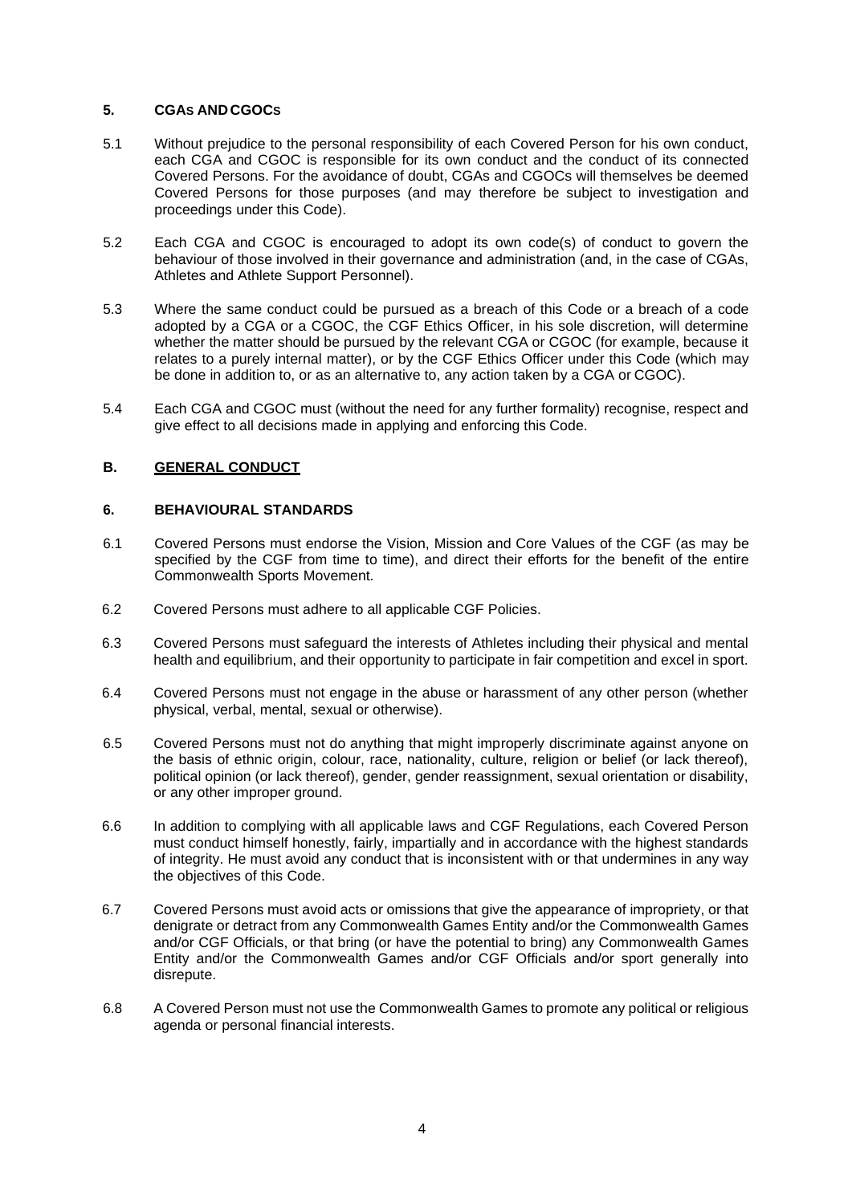### 5. CGAs AND CGOCs

5.1 Without prejudice to the personal responsibility of each Covered Person for his own conduct, each CGA and CGOC is responsible for its own conduct and the conduct of its connected Covered Persons. For the avoidance of doubt, CGAs and CGOCs will themselves be deemed Covered Persons for those purposes (and may therefore be subject to investigation and proceedings under this Code).

5.2 Each CGA and CGOC is encouraged to adopt its own code(s) of conduct to govern the behaviour of those involved in their governance and administration (and, in the case of CGAs, Athletes and Athlete Support Personnel).

5.3 Where the same conduct could be pursued as a breach of this Code or a breach of a code adopted by a CGA or a CGOC, the CGF Ethics Officer, in his sole discretion, will determine whether the matter should be pursued by the relevant CGA or CGOC (for example, because it relates to a purely internal matter), or by the CGF Ethics Officer under this Code (which may be done in addition to, or as an alternative to, any action taken by a CGA or CGOC).

5.4 Each CGA and CGOC must (without the need for any further formality) recognise, respect and give effect to all decisions made in applying and enforcing this Code.

## B. GENERAL CONDUCT

### 6. BEHAVIOURAL STANDARDS

6.1 Covered Persons must endorse the Vision, Mission and Core Values of the CGF (as may be specified by the CGF from time to time), and direct their efforts for the benefit of the entire Commonwealth Sports Movement.

6.2 Covered Persons must adhere to all applicable CGF Policies.

6.3 Covered Persons must safeguard the interests of Athletes including their physical and mental health and equilibrium, and their opportunity to participate in fair competition and excel in sport.

6.4 Covered Persons must not engage in the abuse or harassment of any other person (whether physical, verbal, mental, sexual or otherwise).

6.5 Covered Persons must not do anything that might improperly discriminate against anyone on the basis of ethnic origin, colour, race, nationality, culture, religion or belief (or lack thereof), political opinion (or lack thereof), gender, gender reassignment, sexual orientation or disability, or any other improper ground.

6.6 In addition to complying with all applicable laws and CGF Regulations, each Covered Person must conduct himself honestly, fairly, impartially and in accordance with the highest standards of integrity. He must avoid any conduct that is inconsistent with or that undermines in any way the objectives of this Code.

6.7 Covered Persons must avoid acts or omissions that give the appearance of impropriety, or that denigrate or detract from any Commonwealth Games Entity and/or the Commonwealth Games and/or CGF Officials, or that bring (or have the potential to bring) any Commonwealth Games Entity and/or the Commonwealth Games and/or CGF Officials and/or sport generally into disrepute.

6.8 A Covered Person must not use the Commonwealth Games to promote any political or religious agenda or personal financial interests.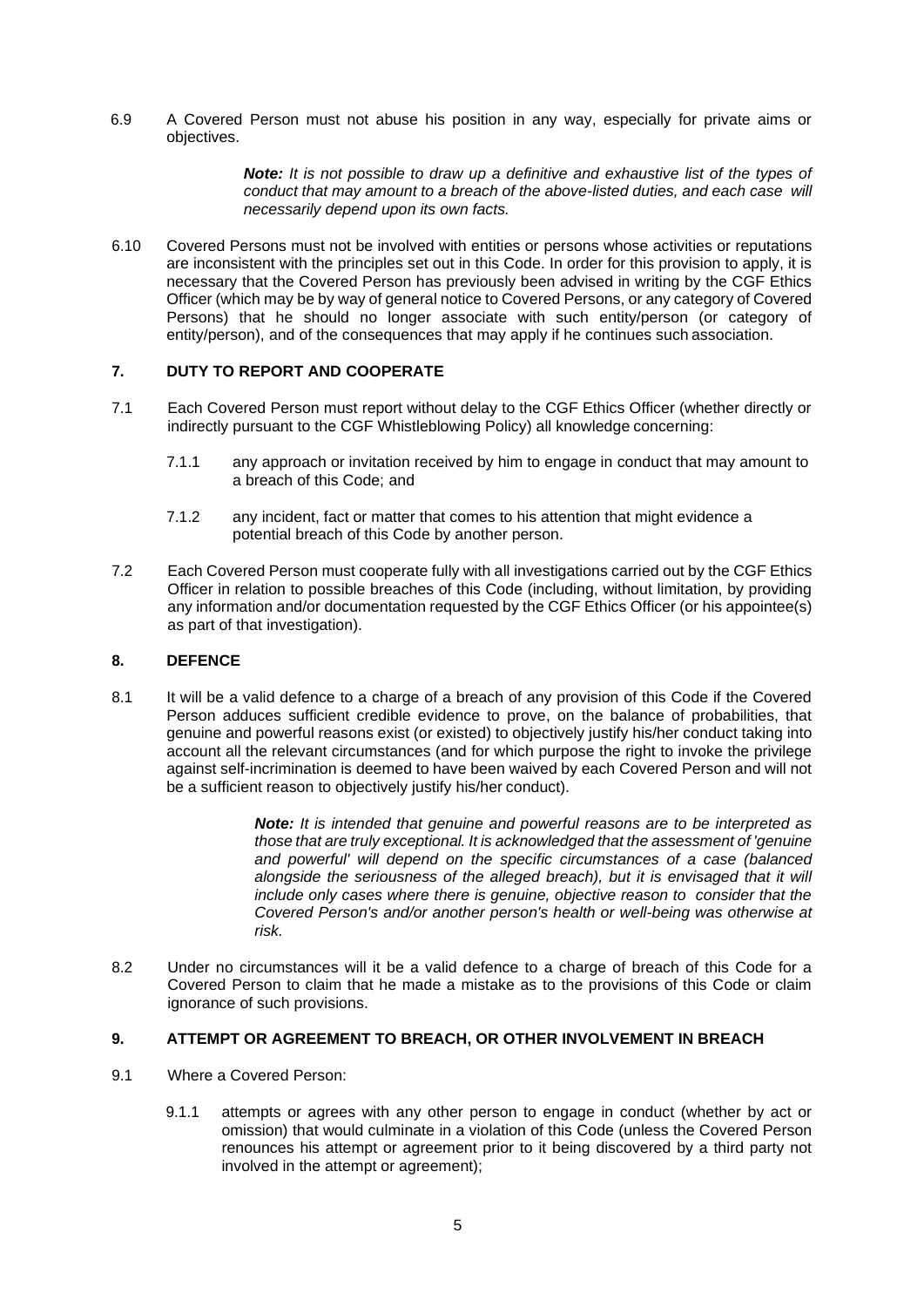6.9 A Covered Person must not abuse his position in any way, especially for private aims or objectives.

> ***Note:*** *It is not possible to draw up a definitive and exhaustive list of the types of conduct that may amount to a breach of the above-listed duties, and each case will necessarily depend upon its own facts.*

6.10 Covered Persons must not be involved with entities or persons whose activities or reputations are inconsistent with the principles set out in this Code. In order for this provision to apply, it is necessary that the Covered Person has previously been advised in writing by the CGF Ethics Officer (which may be by way of general notice to Covered Persons, or any category of Covered Persons) that he should no longer associate with such entity/person (or category of entity/person), and of the consequences that may apply if he continues such association.

## 7. DUTY TO REPORT AND COOPERATE

7.1 Each Covered Person must report without delay to the CGF Ethics Officer (whether directly or indirectly pursuant to the CGF Whistleblowing Policy) all knowledge concerning:

7.1.1 any approach or invitation received by him to engage in conduct that may amount to a breach of this Code; and

7.1.2 any incident, fact or matter that comes to his attention that might evidence a potential breach of this Code by another person.

7.2 Each Covered Person must cooperate fully with all investigations carried out by the CGF Ethics Officer in relation to possible breaches of this Code (including, without limitation, by providing any information and/or documentation requested by the CGF Ethics Officer (or his appointee(s) as part of that investigation).

## 8. DEFENCE

8.1 It will be a valid defence to a charge of a breach of any provision of this Code if the Covered Person adduces sufficient credible evidence to prove, on the balance of probabilities, that genuine and powerful reasons exist (or existed) to objectively justify his/her conduct taking into account all the relevant circumstances (and for which purpose the right to invoke the privilege against self-incrimination is deemed to have been waived by each Covered Person and will not be a sufficient reason to objectively justify his/her conduct).

> ***Note:*** *It is intended that genuine and powerful reasons are to be interpreted as those that are truly exceptional. It is acknowledged that the assessment of 'genuine and powerful' will depend on the specific circumstances of a case (balanced alongside the seriousness of the alleged breach), but it is envisaged that it will include only cases where there is genuine, objective reason to consider that the Covered Person's and/or another person's health or well-being was otherwise at risk.*

8.2 Under no circumstances will it be a valid defence to a charge of breach of this Code for a Covered Person to claim that he made a mistake as to the provisions of this Code or claim ignorance of such provisions.

## 9. ATTEMPT OR AGREEMENT TO BREACH, OR OTHER INVOLVEMENT IN BREACH

9.1 Where a Covered Person:

9.1.1 attempts or agrees with any other person to engage in conduct (whether by act or omission) that would culminate in a violation of this Code (unless the Covered Person renounces his attempt or agreement prior to it being discovered by a third party not involved in the attempt or agreement);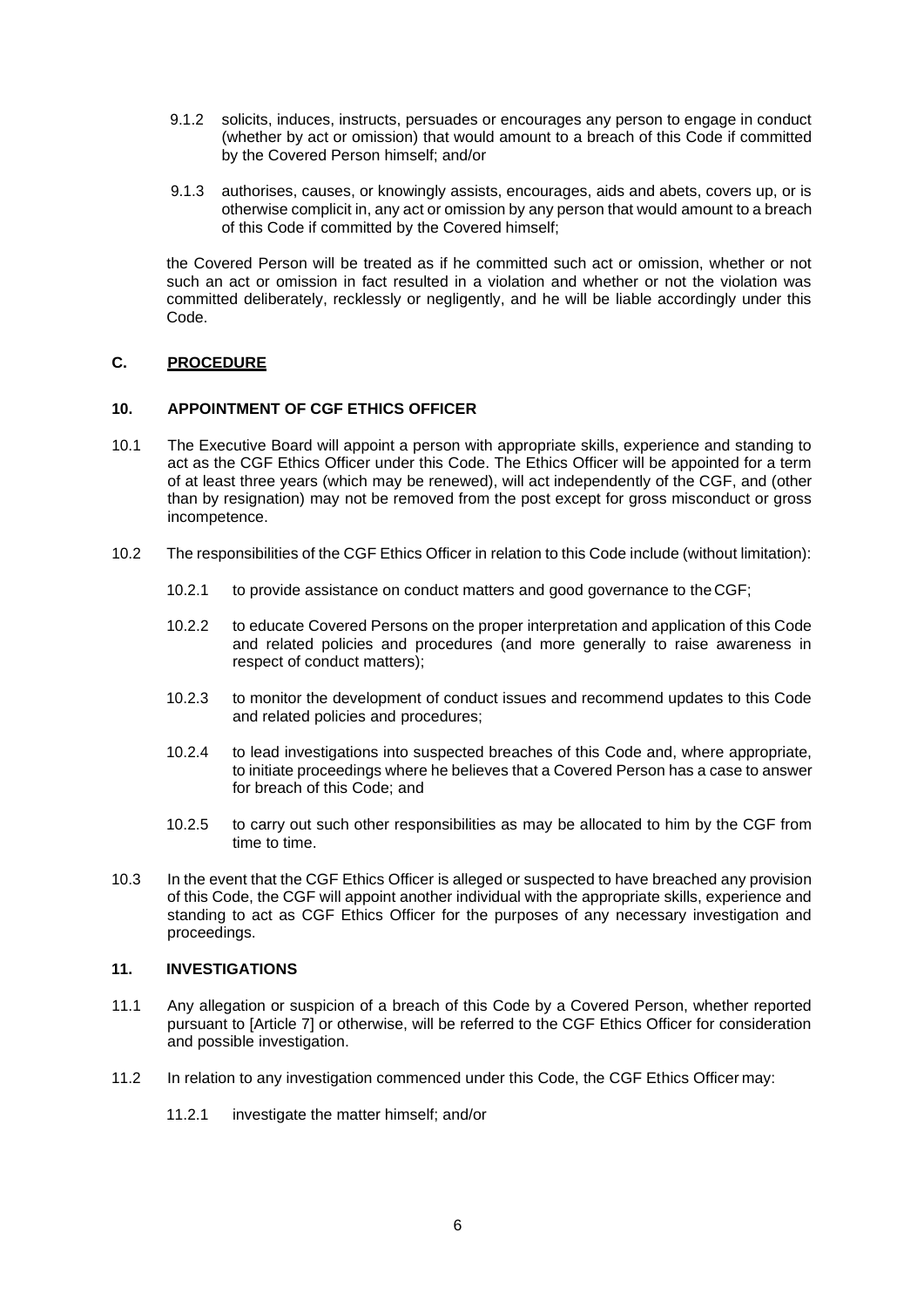9.1.2 solicits, induces, instructs, persuades or encourages any person to engage in conduct (whether by act or omission) that would amount to a breach of this Code if committed by the Covered Person himself; and/or

9.1.3 authorises, causes, or knowingly assists, encourages, aids and abets, covers up, or is otherwise complicit in, any act or omission by any person that would amount to a breach of this Code if committed by the Covered himself;

the Covered Person will be treated as if he committed such act or omission, whether or not such an act or omission in fact resulted in a violation and whether or not the violation was committed deliberately, recklessly or negligently, and he will be liable accordingly under this Code.

## C. PROCEDURE

### 10. APPOINTMENT OF CGF ETHICS OFFICER

10.1 The Executive Board will appoint a person with appropriate skills, experience and standing to act as the CGF Ethics Officer under this Code. The Ethics Officer will be appointed for a term of at least three years (which may be renewed), will act independently of the CGF, and (other than by resignation) may not be removed from the post except for gross misconduct or gross incompetence.

10.2 The responsibilities of the CGF Ethics Officer in relation to this Code include (without limitation):

10.2.1 to provide assistance on conduct matters and good governance to the CGF;

10.2.2 to educate Covered Persons on the proper interpretation and application of this Code and related policies and procedures (and more generally to raise awareness in respect of conduct matters);

10.2.3 to monitor the development of conduct issues and recommend updates to this Code and related policies and procedures;

10.2.4 to lead investigations into suspected breaches of this Code and, where appropriate, to initiate proceedings where he believes that a Covered Person has a case to answer for breach of this Code; and

10.2.5 to carry out such other responsibilities as may be allocated to him by the CGF from time to time.

10.3 In the event that the CGF Ethics Officer is alleged or suspected to have breached any provision of this Code, the CGF will appoint another individual with the appropriate skills, experience and standing to act as CGF Ethics Officer for the purposes of any necessary investigation and proceedings.

### 11. INVESTIGATIONS

11.1 Any allegation or suspicion of a breach of this Code by a Covered Person, whether reported pursuant to [Article 7] or otherwise, will be referred to the CGF Ethics Officer for consideration and possible investigation.

11.2 In relation to any investigation commenced under this Code, the CGF Ethics Officer may:

11.2.1 investigate the matter himself; and/or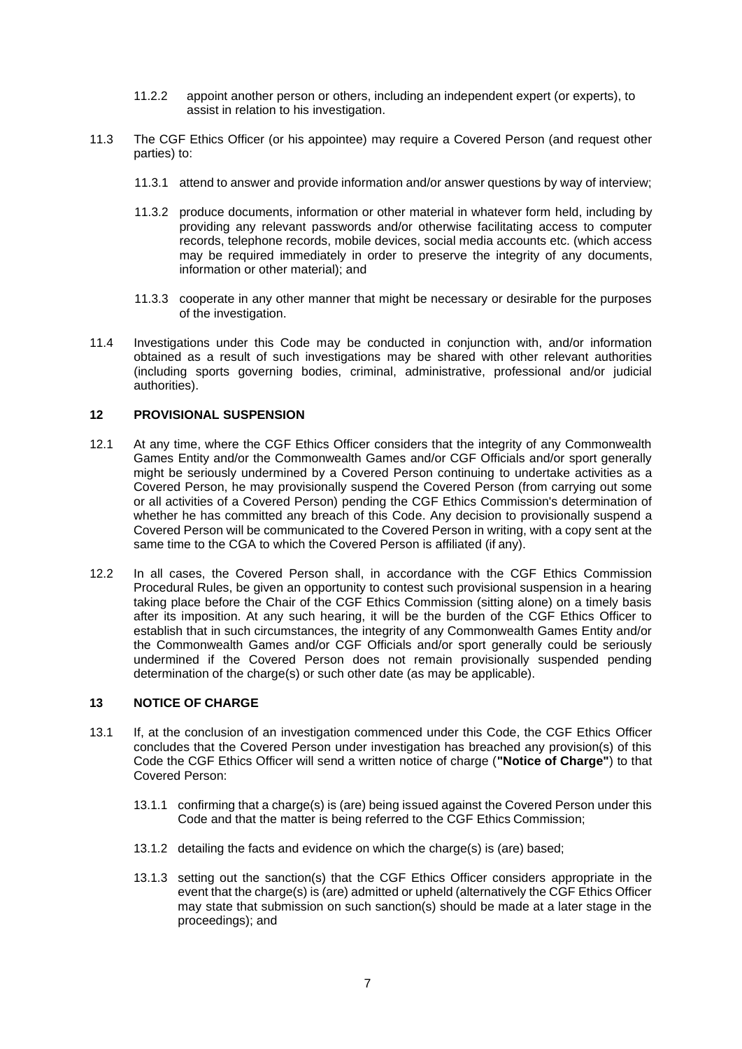11.2.2 appoint another person or others, including an independent expert (or experts), to assist in relation to his investigation.

11.3 The CGF Ethics Officer (or his appointee) may require a Covered Person (and request other parties) to:

11.3.1 attend to answer and provide information and/or answer questions by way of interview;

11.3.2 produce documents, information or other material in whatever form held, including by providing any relevant passwords and/or otherwise facilitating access to computer records, telephone records, mobile devices, social media accounts etc. (which access may be required immediately in order to preserve the integrity of any documents, information or other material); and

11.3.3 cooperate in any other manner that might be necessary or desirable for the purposes of the investigation.

11.4 Investigations under this Code may be conducted in conjunction with, and/or information obtained as a result of such investigations may be shared with other relevant authorities (including sports governing bodies, criminal, administrative, professional and/or judicial authorities).

## 12 PROVISIONAL SUSPENSION

12.1 At any time, where the CGF Ethics Officer considers that the integrity of any Commonwealth Games Entity and/or the Commonwealth Games and/or CGF Officials and/or sport generally might be seriously undermined by a Covered Person continuing to undertake activities as a Covered Person, he may provisionally suspend the Covered Person (from carrying out some or all activities of a Covered Person) pending the CGF Ethics Commission's determination of whether he has committed any breach of this Code. Any decision to provisionally suspend a Covered Person will be communicated to the Covered Person in writing, with a copy sent at the same time to the CGA to which the Covered Person is affiliated (if any).

12.2 In all cases, the Covered Person shall, in accordance with the CGF Ethics Commission Procedural Rules, be given an opportunity to contest such provisional suspension in a hearing taking place before the Chair of the CGF Ethics Commission (sitting alone) on a timely basis after its imposition. At any such hearing, it will be the burden of the CGF Ethics Officer to establish that in such circumstances, the integrity of any Commonwealth Games Entity and/or the Commonwealth Games and/or CGF Officials and/or sport generally could be seriously undermined if the Covered Person does not remain provisionally suspended pending determination of the charge(s) or such other date (as may be applicable).

## 13 NOTICE OF CHARGE

13.1 If, at the conclusion of an investigation commenced under this Code, the CGF Ethics Officer concludes that the Covered Person under investigation has breached any provision(s) of this Code the CGF Ethics Officer will send a written notice of charge (**"Notice of Charge"**) to that Covered Person:

13.1.1 confirming that a charge(s) is (are) being issued against the Covered Person under this Code and that the matter is being referred to the CGF Ethics Commission;

13.1.2 detailing the facts and evidence on which the charge(s) is (are) based;

13.1.3 setting out the sanction(s) that the CGF Ethics Officer considers appropriate in the event that the charge(s) is (are) admitted or upheld (alternatively the CGF Ethics Officer may state that submission on such sanction(s) should be made at a later stage in the proceedings); and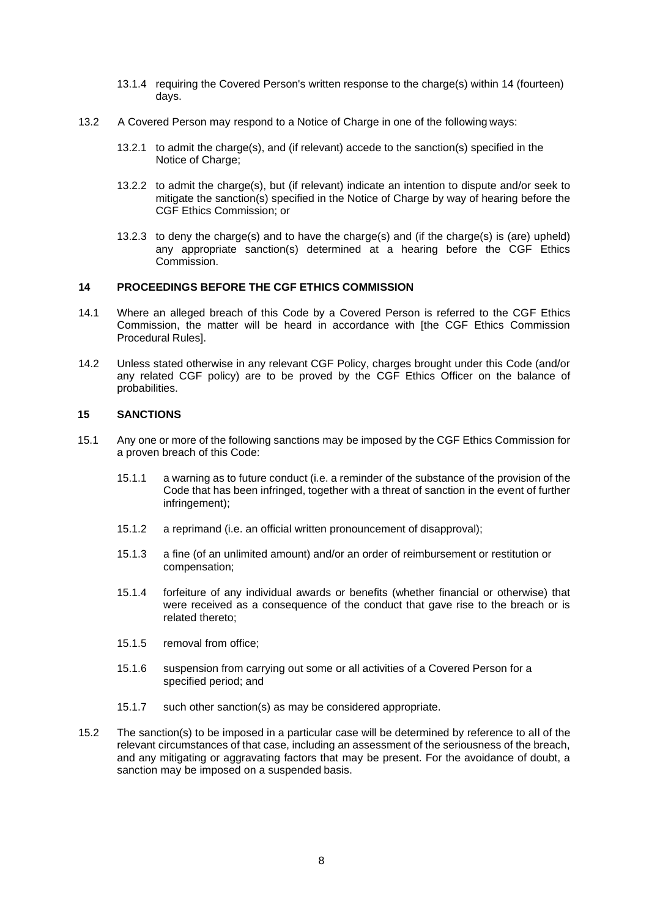13.1.4 requiring the Covered Person's written response to the charge(s) within 14 (fourteen) days.

13.2 A Covered Person may respond to a Notice of Charge in one of the following ways:

13.2.1 to admit the charge(s), and (if relevant) accede to the sanction(s) specified in the Notice of Charge;

13.2.2 to admit the charge(s), but (if relevant) indicate an intention to dispute and/or seek to mitigate the sanction(s) specified in the Notice of Charge by way of hearing before the CGF Ethics Commission; or

13.2.3 to deny the charge(s) and to have the charge(s) and (if the charge(s) is (are) upheld) any appropriate sanction(s) determined at a hearing before the CGF Ethics Commission.

## 14 PROCEEDINGS BEFORE THE CGF ETHICS COMMISSION

14.1 Where an alleged breach of this Code by a Covered Person is referred to the CGF Ethics Commission, the matter will be heard in accordance with [the CGF Ethics Commission Procedural Rules].

14.2 Unless stated otherwise in any relevant CGF Policy, charges brought under this Code (and/or any related CGF policy) are to be proved by the CGF Ethics Officer on the balance of probabilities.

## 15 SANCTIONS

15.1 Any one or more of the following sanctions may be imposed by the CGF Ethics Commission for a proven breach of this Code:

15.1.1 a warning as to future conduct (i.e. a reminder of the substance of the provision of the Code that has been infringed, together with a threat of sanction in the event of further infringement);

15.1.2 a reprimand (i.e. an official written pronouncement of disapproval);

15.1.3 a fine (of an unlimited amount) and/or an order of reimbursement or restitution or compensation;

15.1.4 forfeiture of any individual awards or benefits (whether financial or otherwise) that were received as a consequence of the conduct that gave rise to the breach or is related thereto;

15.1.5 removal from office;

15.1.6 suspension from carrying out some or all activities of a Covered Person for a specified period; and

15.1.7 such other sanction(s) as may be considered appropriate.

15.2 The sanction(s) to be imposed in a particular case will be determined by reference to all of the relevant circumstances of that case, including an assessment of the seriousness of the breach, and any mitigating or aggravating factors that may be present. For the avoidance of doubt, a sanction may be imposed on a suspended basis.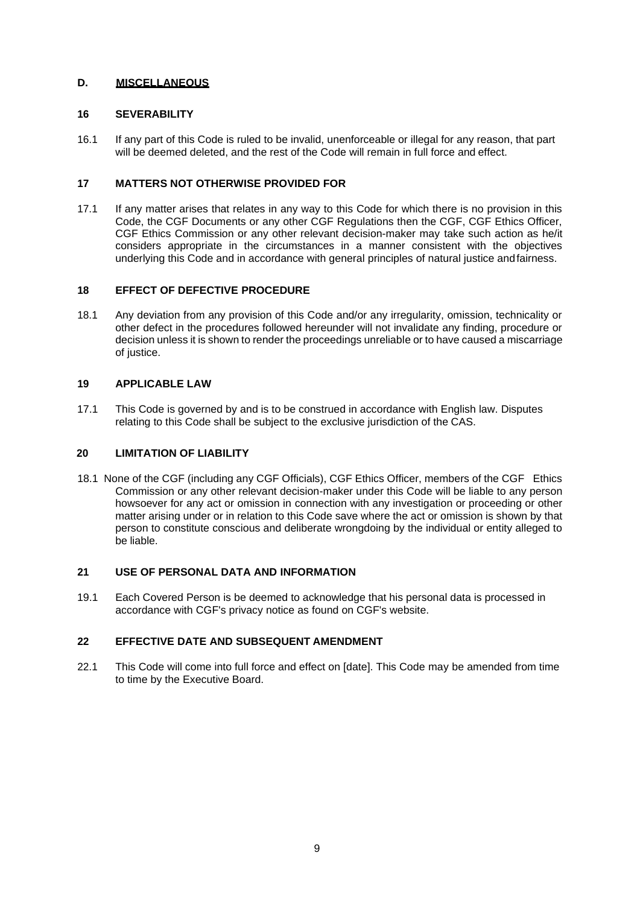## D. MISCELLANEOUS

### 16 SEVERABILITY

16.1 If any part of this Code is ruled to be invalid, unenforceable or illegal for any reason, that part will be deemed deleted, and the rest of the Code will remain in full force and effect.

### 17 MATTERS NOT OTHERWISE PROVIDED FOR

17.1 If any matter arises that relates in any way to this Code for which there is no provision in this Code, the CGF Documents or any other CGF Regulations then the CGF, CGF Ethics Officer, CGF Ethics Commission or any other relevant decision-maker may take such action as he/it considers appropriate in the circumstances in a manner consistent with the objectives underlying this Code and in accordance with general principles of natural justice and fairness.

### 18 EFFECT OF DEFECTIVE PROCEDURE

18.1 Any deviation from any provision of this Code and/or any irregularity, omission, technicality or other defect in the procedures followed hereunder will not invalidate any finding, procedure or decision unless it is shown to render the proceedings unreliable or to have caused a miscarriage of justice.

### 19 APPLICABLE LAW

17.1 This Code is governed by and is to be construed in accordance with English law. Disputes relating to this Code shall be subject to the exclusive jurisdiction of the CAS.

### 20 LIMITATION OF LIABILITY

18.1 None of the CGF (including any CGF Officials), CGF Ethics Officer, members of the CGF Ethics Commission or any other relevant decision-maker under this Code will be liable to any person howsoever for any act or omission in connection with any investigation or proceeding or other matter arising under or in relation to this Code save where the act or omission is shown by that person to constitute conscious and deliberate wrongdoing by the individual or entity alleged to be liable.

### 21 USE OF PERSONAL DATA AND INFORMATION

19.1 Each Covered Person is be deemed to acknowledge that his personal data is processed in accordance with CGF's privacy notice as found on CGF's website.

### 22 EFFECTIVE DATE AND SUBSEQUENT AMENDMENT

22.1 This Code will come into full force and effect on [date]. This Code may be amended from time to time by the Executive Board.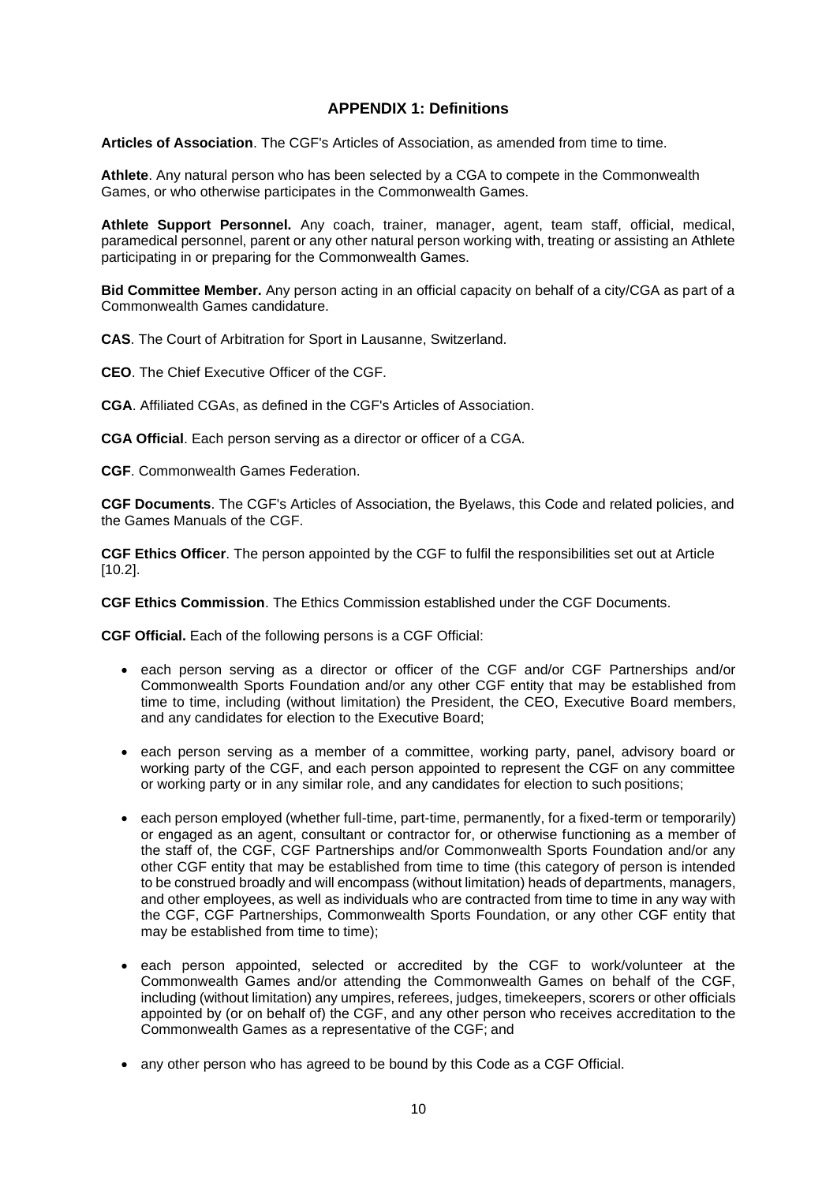### APPENDIX 1: Definitions

**Articles of Association**. The CGF's Articles of Association, as amended from time to time.

**Athlete**. Any natural person who has been selected by a CGA to compete in the Commonwealth Games, or who otherwise participates in the Commonwealth Games.

**Athlete Support Personnel.** Any coach, trainer, manager, agent, team staff, official, medical, paramedical personnel, parent or any other natural person working with, treating or assisting an Athlete participating in or preparing for the Commonwealth Games.

**Bid Committee Member.** Any person acting in an official capacity on behalf of a city/CGA as part of a Commonwealth Games candidature.

**CAS**. The Court of Arbitration for Sport in Lausanne, Switzerland.

**CEO**. The Chief Executive Officer of the CGF.

**CGA**. Affiliated CGAs, as defined in the CGF's Articles of Association.

**CGA Official**. Each person serving as a director or officer of a CGA.

**CGF**. Commonwealth Games Federation.

**CGF Documents**. The CGF's Articles of Association, the Byelaws, this Code and related policies, and the Games Manuals of the CGF.

**CGF Ethics Officer**. The person appointed by the CGF to fulfil the responsibilities set out at Article [10.2].

**CGF Ethics Commission**. The Ethics Commission established under the CGF Documents.

**CGF Official.** Each of the following persons is a CGF Official:

- each person serving as a director or officer of the CGF and/or CGF Partnerships and/or Commonwealth Sports Foundation and/or any other CGF entity that may be established from time to time, including (without limitation) the President, the CEO, Executive Board members, and any candidates for election to the Executive Board;
- each person serving as a member of a committee, working party, panel, advisory board or working party of the CGF, and each person appointed to represent the CGF on any committee or working party or in any similar role, and any candidates for election to such positions;
- each person employed (whether full-time, part-time, permanently, for a fixed-term or temporarily) or engaged as an agent, consultant or contractor for, or otherwise functioning as a member of the staff of, the CGF, CGF Partnerships and/or Commonwealth Sports Foundation and/or any other CGF entity that may be established from time to time (this category of person is intended to be construed broadly and will encompass (without limitation) heads of departments, managers, and other employees, as well as individuals who are contracted from time to time in any way with the CGF, CGF Partnerships, Commonwealth Sports Foundation, or any other CGF entity that may be established from time to time);
- each person appointed, selected or accredited by the CGF to work/volunteer at the Commonwealth Games and/or attending the Commonwealth Games on behalf of the CGF, including (without limitation) any umpires, referees, judges, timekeepers, scorers or other officials appointed by (or on behalf of) the CGF, and any other person who receives accreditation to the Commonwealth Games as a representative of the CGF; and
- any other person who has agreed to be bound by this Code as a CGF Official.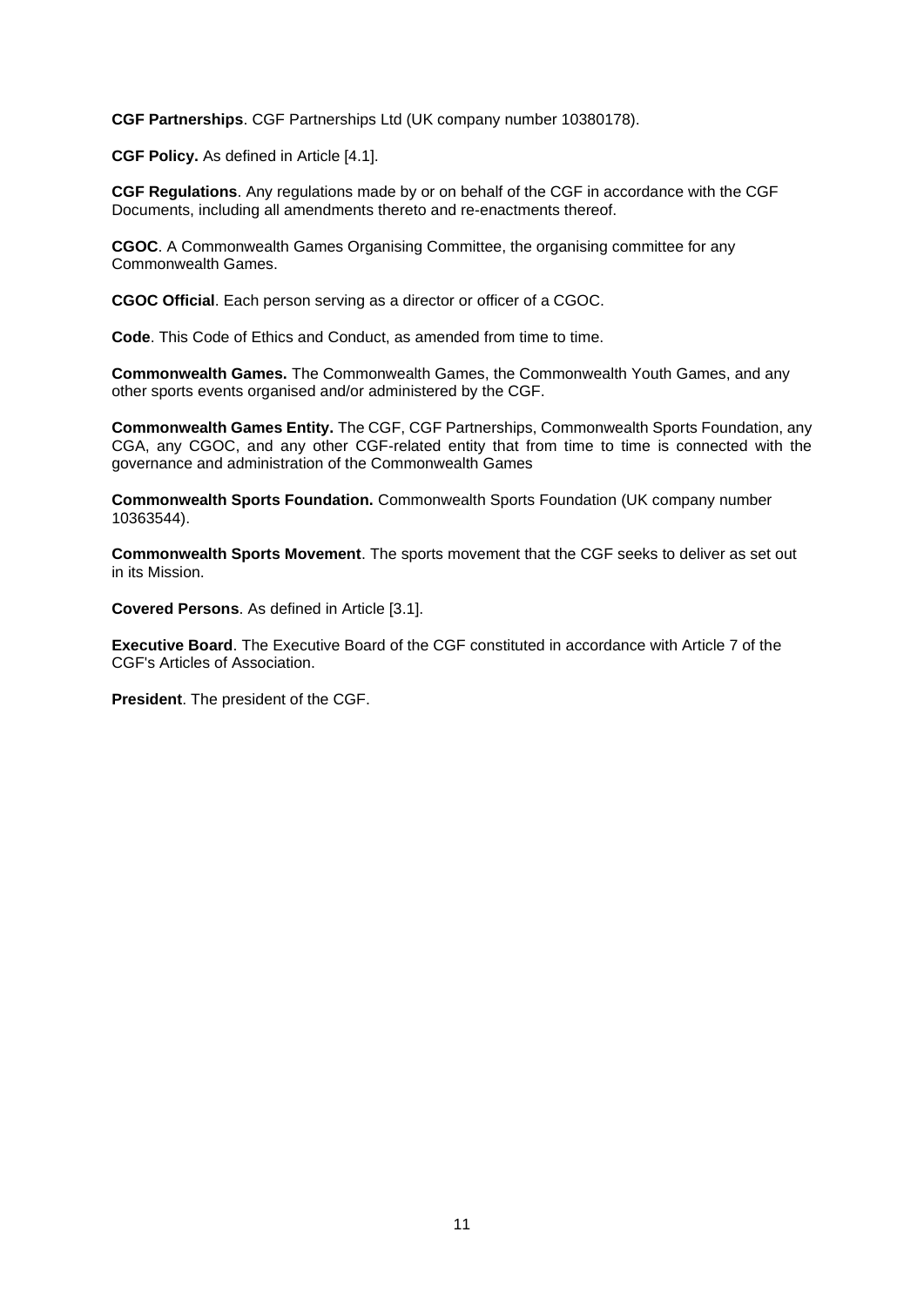**CGF Partnerships**. CGF Partnerships Ltd (UK company number 10380178).

**CGF Policy.** As defined in Article [4.1].

**CGF Regulations**. Any regulations made by or on behalf of the CGF in accordance with the CGF Documents, including all amendments thereto and re-enactments thereof.

**CGOC**. A Commonwealth Games Organising Committee, the organising committee for any Commonwealth Games.

**CGOC Official**. Each person serving as a director or officer of a CGOC.

**Code**. This Code of Ethics and Conduct, as amended from time to time.

**Commonwealth Games.** The Commonwealth Games, the Commonwealth Youth Games, and any other sports events organised and/or administered by the CGF.

**Commonwealth Games Entity.** The CGF, CGF Partnerships, Commonwealth Sports Foundation, any CGA, any CGOC, and any other CGF-related entity that from time to time is connected with the governance and administration of the Commonwealth Games

**Commonwealth Sports Foundation.** Commonwealth Sports Foundation (UK company number 10363544).

**Commonwealth Sports Movement**. The sports movement that the CGF seeks to deliver as set out in its Mission.

**Covered Persons**. As defined in Article [3.1].

**Executive Board**. The Executive Board of the CGF constituted in accordance with Article 7 of the CGF's Articles of Association.

**President**. The president of the CGF.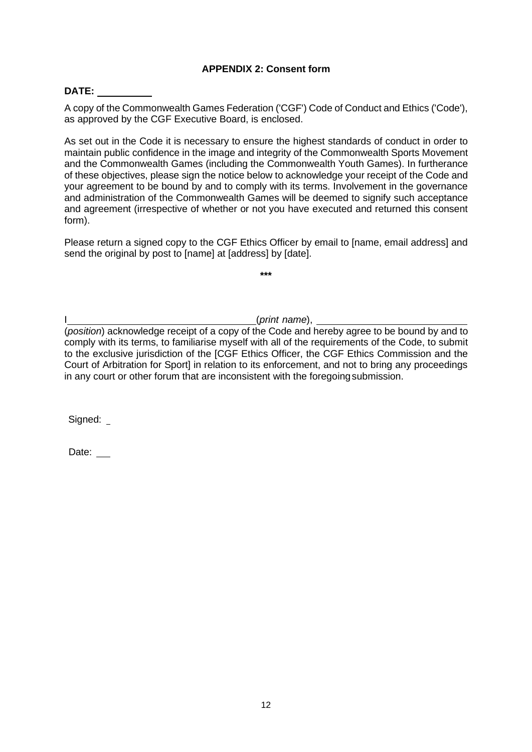**APPENDIX 2: Consent form**

**DATE:** ________

A copy of the Commonwealth Games Federation ('CGF') Code of Conduct and Ethics ('Code'), as approved by the CGF Executive Board, is enclosed.

As set out in the Code it is necessary to ensure the highest standards of conduct in order to maintain public confidence in the image and integrity of the Commonwealth Sports Movement and the Commonwealth Games (including the Commonwealth Youth Games). In furtherance of these objectives, please sign the notice below to acknowledge your receipt of the Code and your agreement to be bound by and to comply with its terms. Involvement in the governance and administration of the Commonwealth Games will be deemed to signify such acceptance and agreement (irrespective of whether or not you have executed and returned this consent form).

Please return a signed copy to the CGF Ethics Officer by email to [name, email address] and send the original by post to [name] at [address] by [date].

***

I ________________________________ (*print name*), __________________________ (*position*) acknowledge receipt of a copy of the Code and hereby agree to be bound by and to comply with its terms, to familiarise myself with all of the requirements of the Code, to submit to the exclusive jurisdiction of the [CGF Ethics Officer, the CGF Ethics Commission and the Court of Arbitration for Sport] in relation to its enforcement, and not to bring any proceedings in any court or other forum that are inconsistent with the foregoing submission.

Signed: _

Date: __